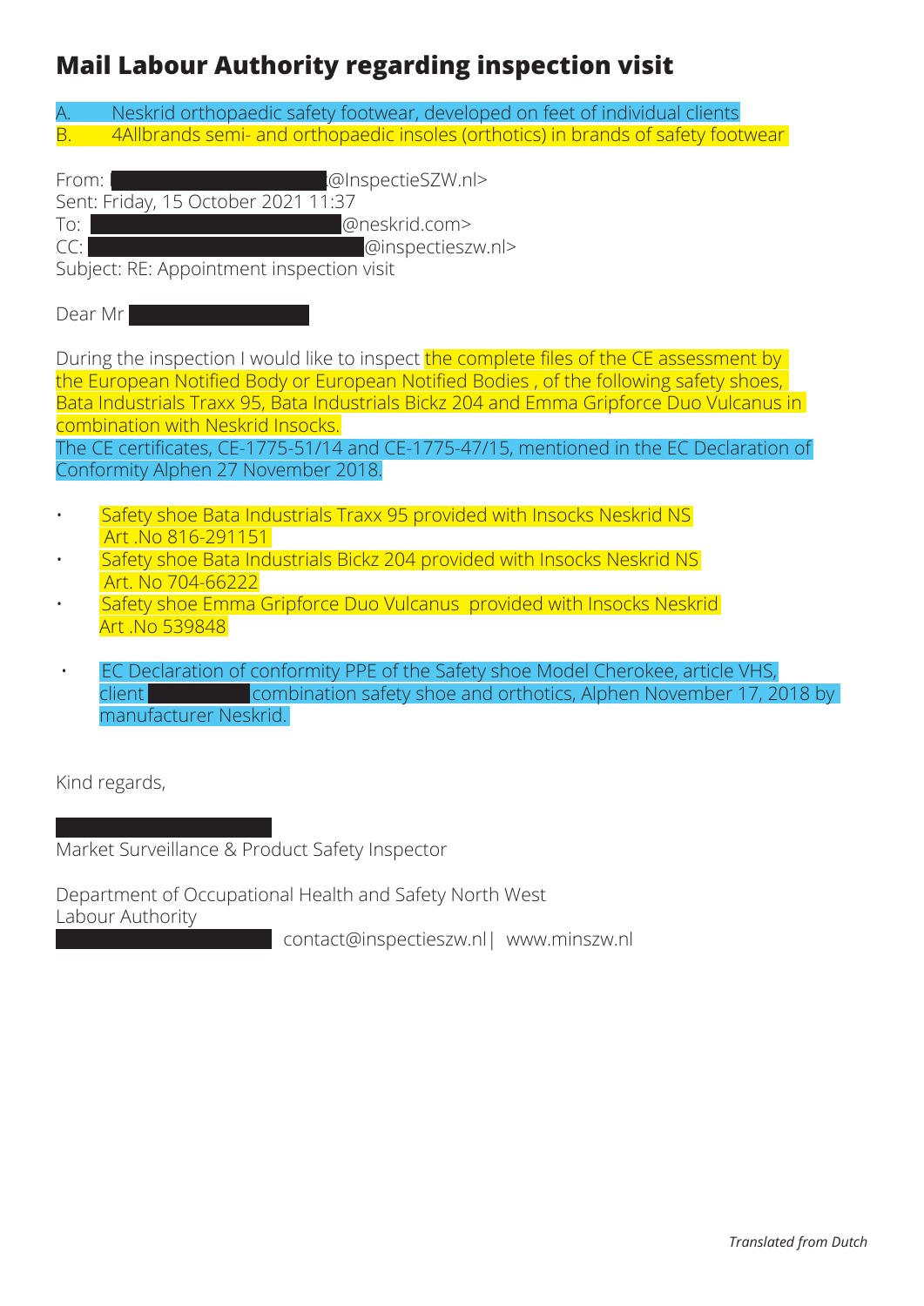# Mail Labour Authority regarding inspection visit

A. Neskrid orthopaedic safety footwear, developed on feet of individual clients
B. 4Allbrands semi- and orthopaedic insoles (orthotics) in brands of safety footwear

From: @InspectieSZW.nl>
Sent: Friday, 15 October 2021 11:37
To: @neskrid.com>
CC: @inspectieszw.nl>
Subject: RE: Appointment inspection visit

Dear Mr

During the inspection I would like to inspect the complete files of the CE assessment by the European Notified Body or European Notified Bodies , of the following safety shoes, Bata Industrials Traxx 95, Bata Industrials Bickz 204 and Emma Gripforce Duo Vulcanus in combination with Neskrid Insocks.
The CE certificates, CE-1775-51/14 and CE-1775-47/15, mentioned in the EC Declaration of Conformity Alphen 27 November 2018.

- Safety shoe Bata Industrials Traxx 95 provided with Insocks Neskrid NS Art .No 816-291151
- Safety shoe Bata Industrials Bickz 204 provided with Insocks Neskrid NS Art. No 704-66222
- Safety shoe Emma Gripforce Duo Vulcanus provided with Insocks Neskrid Art .No 539848

- EC Declaration of conformity PPE of the Safety shoe Model Cherokee, article VHS, client combination safety shoe and orthotics, Alphen November 17, 2018 by manufacturer Neskrid.

Kind regards,

Market Surveillance & Product Safety Inspector

Department of Occupational Health and Safety North West
Labour Authority
contact@inspectieszw.nl| www.minszw.nl

*Translated from Dutch*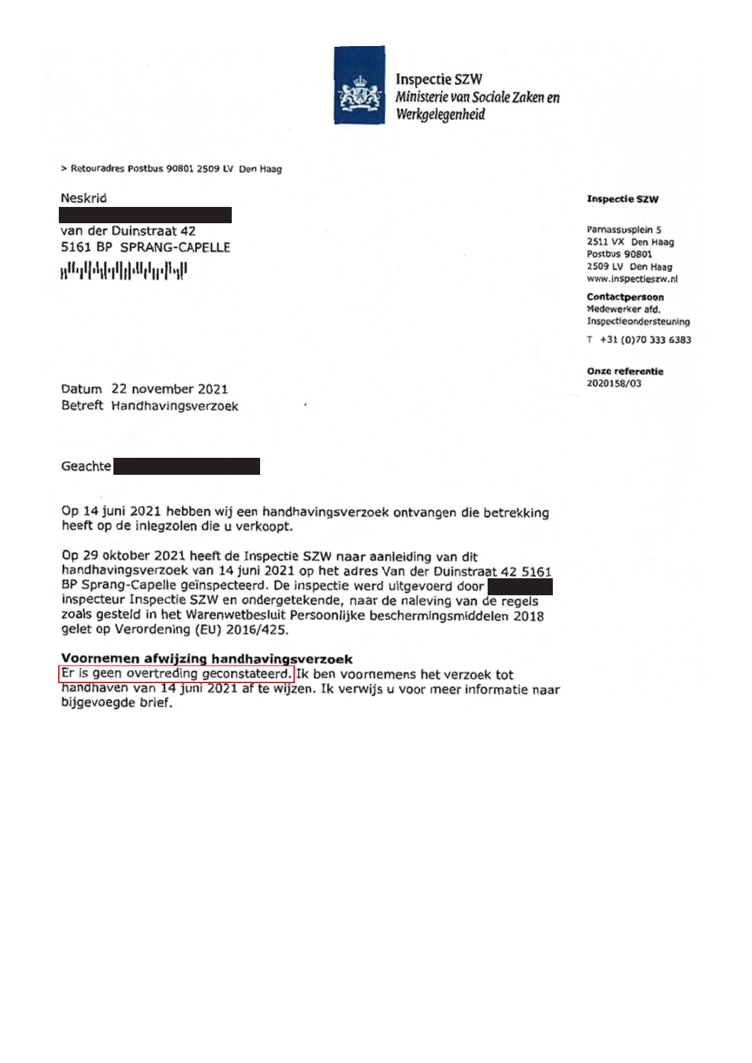Inspectie SZW
*Ministerie van Sociale Zaken en Werkgelegenheid*

> Retouradres Postbus 90801 2509 LV Den Haag

Neskrid

van der Duinstraat 42
5161 BP SPRANG-CAPELLE

**Inspectie SZW**

Parnassusplein 5
2511 VX Den Haag
Postbus 90801
2509 LV Den Haag
www.inspectieszw.nl

**Contactpersoon**
Medewerker afd.
Inspectieondersteuning

T +31 (0)70 333 6383

**Onze referentie**
2020158/03

Datum 22 november 2021
Betreft Handhavingsverzoek

Geachte

Op 14 juni 2021 hebben wij een handhavingsverzoek ontvangen die betrekking heeft op de inlegzolen die u verkoopt.

Op 29 oktober 2021 heeft de Inspectie SZW naar aanleiding van dit handhavingsverzoek van 14 juni 2021 op het adres Van der Duinstraat 42 5161 BP Sprang-Capelle geïnspecteerd. De inspectie werd uitgevoerd door inspecteur Inspectie SZW en ondergetekende, naar de naleving van de regels zoals gesteld in het Warenwetbesluit Persoonlijke beschermingsmiddelen 2018 gelet op Verordening (EU) 2016/425.

**Voornemen afwijzing handhavingsverzoek**
Er is geen overtreding geconstateerd. Ik ben voornemens het verzoek tot handhaven van 14 juni 2021 af te wijzen. Ik verwijs u voor meer informatie naar bijgevoegde brief.